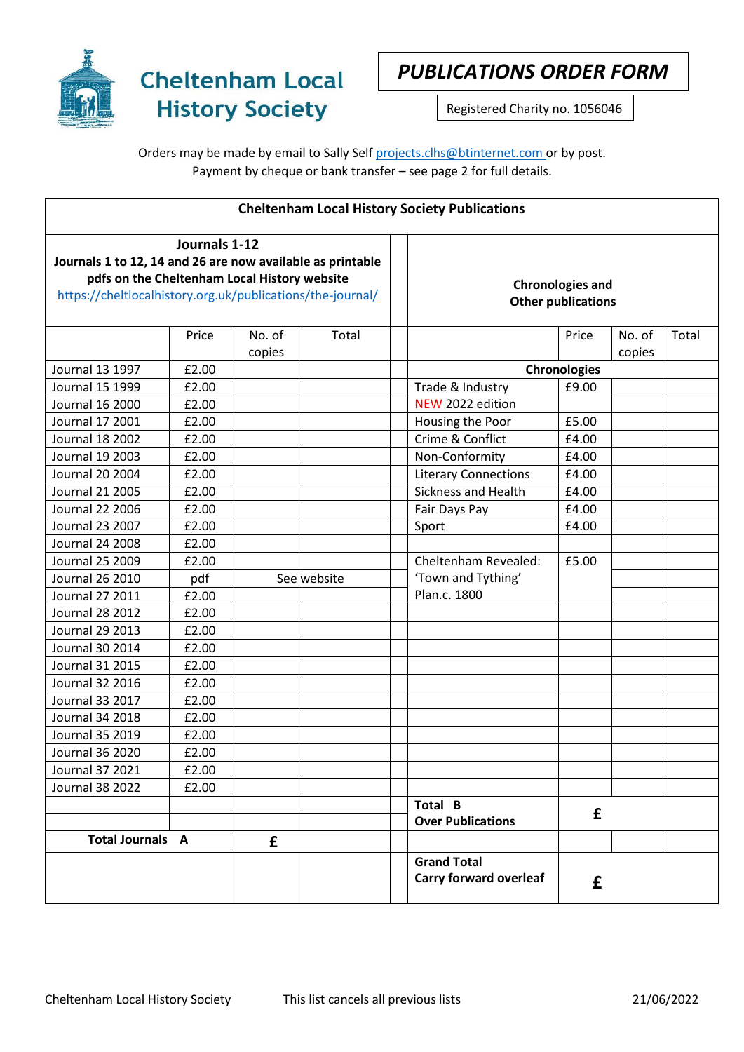# Cheltenham Local History Society

## PUBLICATIONS ORDER FORM

Registered Charity no. 1056046

Orders may be made by email to Sally Self projects.clhs@btinternet.com or by post.
Payment by cheque or bank transfer – see page 2 for full details.

**Cheltenham Local History Society Publications**

| **Journals 1-12** **Journals 1 to 12, 14 and 26 are now available as printable pdfs on the Cheltenham Local History website** https://cheltlocalhistory.org.uk/publications/the-journal/ | | | | | **Chronologies and Other publications** | | | |
|---|---|---|---|---|---|---|---|---|
| | Price | No. of copies | Total | | | Price | No. of copies | Total |
| Journal 13 1997 | £2.00 | | | | **Chronologies** | | | |
| Journal 15 1999 | £2.00 | | | | Trade & Industry | £9.00 | | |
| Journal 16 2000 | £2.00 | | | | NEW 2022 edition | | | |
| Journal 17 2001 | £2.00 | | | | Housing the Poor | £5.00 | | |
| Journal 18 2002 | £2.00 | | | | Crime & Conflict | £4.00 | | |
| Journal 19 2003 | £2.00 | | | | Non-Conformity | £4.00 | | |
| Journal 20 2004 | £2.00 | | | | Literary Connections | £4.00 | | |
| Journal 21 2005 | £2.00 | | | | Sickness and Health | £4.00 | | |
| Journal 22 2006 | £2.00 | | | | Fair Days Pay | £4.00 | | |
| Journal 23 2007 | £2.00 | | | | Sport | £4.00 | | |
| Journal 24 2008 | £2.00 | | | | | | | |
| Journal 25 2009 | £2.00 | | | | Cheltenham Revealed: | £5.00 | | |
| Journal 26 2010 | pdf | See website | | | 'Town and Tything' | | | |
| Journal 27 2011 | £2.00 | | | | Plan.c. 1800 | | | |
| Journal 28 2012 | £2.00 | | | | | | | |
| Journal 29 2013 | £2.00 | | | | | | | |
| Journal 30 2014 | £2.00 | | | | | | | |
| Journal 31 2015 | £2.00 | | | | | | | |
| Journal 32 2016 | £2.00 | | | | | | | |
| Journal 33 2017 | £2.00 | | | | | | | |
| Journal 34 2018 | £2.00 | | | | | | | |
| Journal 35 2019 | £2.00 | | | | | | | |
| Journal 36 2020 | £2.00 | | | | | | | |
| Journal 37 2021 | £2.00 | | | | | | | |
| Journal 38 2022 | £2.00 | | | | | | | |
| | | | | | **Total B Over Publications** | **£** | | |
| **Total Journals A** | | **£** | | | | | | |
| | | | | | **Grand Total Carry forward overleaf** | **£** | | |

Cheltenham Local History Society — This list cancels all previous lists — 21/06/2022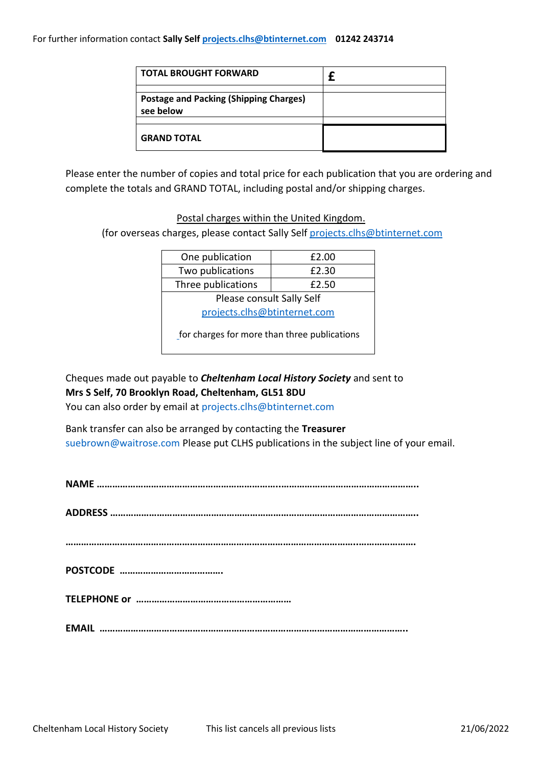For further information contact **Sally Self** projects.clhs@btinternet.com **01242 243714**

| | |
|---|---|
| **TOTAL BROUGHT FORWARD** | **£** |
| | |
| **Postage and Packing (Shipping Charges) see below** | |
| | |
| **GRAND TOTAL** | |

Please enter the number of copies and total price for each publication that you are ordering and complete the totals and GRAND TOTAL, including postal and/or shipping charges.

Postal charges within the United Kingdom.
(for overseas charges, please contact Sally Self projects.clhs@btinternet.com

| | |
|---|---|
| One publication | £2.00 |
| Two publications | £2.30 |
| Three publications | £2.50 |
| Please consult Sally Self projects.clhs@btinternet.com for charges for more than three publications | |

Cheques made out payable to ***Cheltenham Local History Society*** and sent to
**Mrs S Self, 70 Brooklyn Road, Cheltenham, GL51 8DU**
You can also order by email at projects.clhs@btinternet.com

Bank transfer can also be arranged by contacting the **Treasurer**
suebrown@waitrose.com Please put CLHS publications in the subject line of your email.

**NAME** ……………………………………………………………………………………………………………..

**ADDRESS** ………………………………………………………………………………………………………..

……………………………………………………………………………………………………………………

**POSTCODE** ………………………………….

**TELEPHONE or** ……………………………………………………

**EMAIL** ……………………………………………………………………………………………………..

Cheltenham Local History Society This list cancels all previous lists 21/06/2022